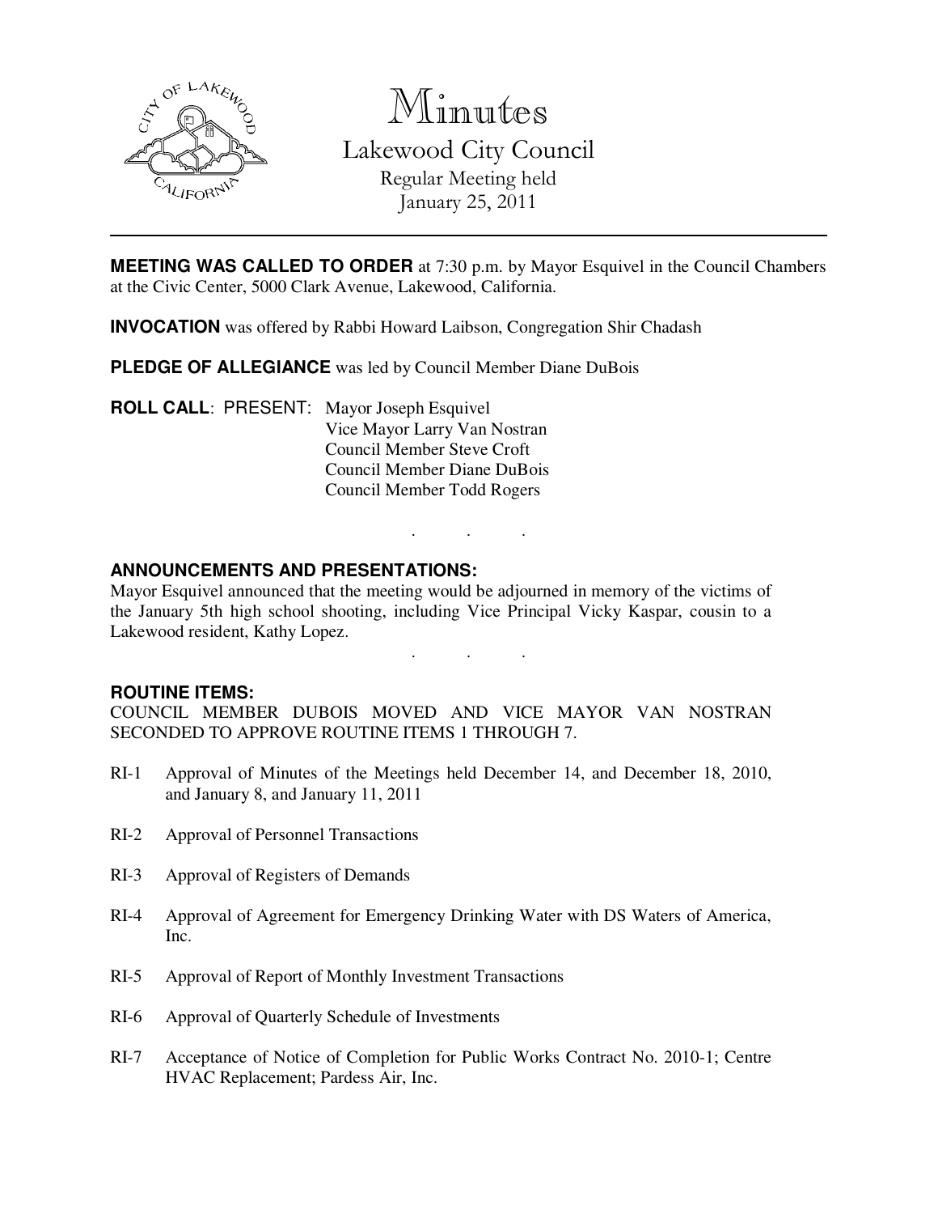# Minutes

## Lakewood City Council

Regular Meeting held
January 25, 2011

---

**MEETING WAS CALLED TO ORDER** at 7:30 p.m. by Mayor Esquivel in the Council Chambers at the Civic Center, 5000 Clark Avenue, Lakewood, California.

**INVOCATION** was offered by Rabbi Howard Laibson, Congregation Shir Chadash

**PLEDGE OF ALLEGIANCE** was led by Council Member Diane DuBois

**ROLL CALL**: PRESENT: Mayor Joseph Esquivel
Vice Mayor Larry Van Nostran
Council Member Steve Croft
Council Member Diane DuBois
Council Member Todd Rogers

. . .

**ANNOUNCEMENTS AND PRESENTATIONS:**

Mayor Esquivel announced that the meeting would be adjourned in memory of the victims of the January 5th high school shooting, including Vice Principal Vicky Kaspar, cousin to a Lakewood resident, Kathy Lopez.

. . .

**ROUTINE ITEMS:**

COUNCIL MEMBER DUBOIS MOVED AND VICE MAYOR VAN NOSTRAN SECONDED TO APPROVE ROUTINE ITEMS 1 THROUGH 7.

RI-1 Approval of Minutes of the Meetings held December 14, and December 18, 2010, and January 8, and January 11, 2011

RI-2 Approval of Personnel Transactions

RI-3 Approval of Registers of Demands

RI-4 Approval of Agreement for Emergency Drinking Water with DS Waters of America, Inc.

RI-5 Approval of Report of Monthly Investment Transactions

RI-6 Approval of Quarterly Schedule of Investments

RI-7 Acceptance of Notice of Completion for Public Works Contract No. 2010-1; Centre HVAC Replacement; Pardess Air, Inc.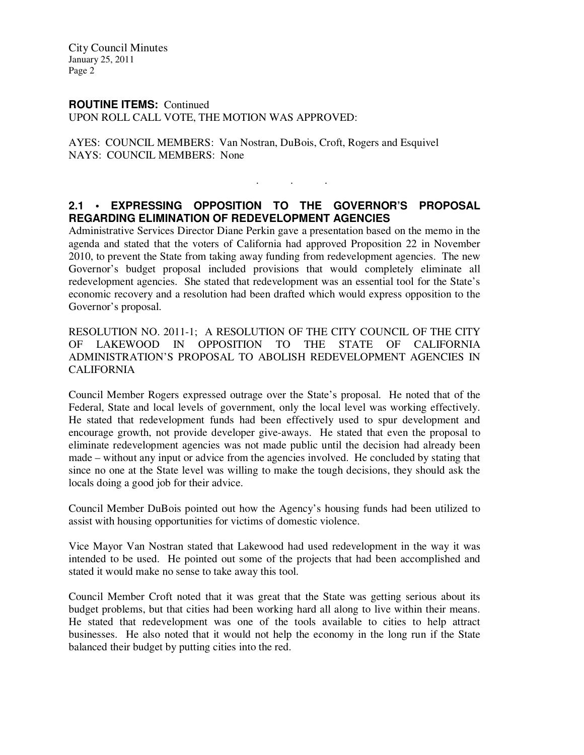**ROUTINE ITEMS:** Continued
UPON ROLL CALL VOTE, THE MOTION WAS APPROVED:

AYES: COUNCIL MEMBERS: Van Nostran, DuBois, Croft, Rogers and Esquivel
NAYS: COUNCIL MEMBERS: None

. . .

## 2.1 • EXPRESSING OPPOSITION TO THE GOVERNOR'S PROPOSAL REGARDING ELIMINATION OF REDEVELOPMENT AGENCIES

Administrative Services Director Diane Perkin gave a presentation based on the memo in the agenda and stated that the voters of California had approved Proposition 22 in November 2010, to prevent the State from taking away funding from redevelopment agencies. The new Governor's budget proposal included provisions that would completely eliminate all redevelopment agencies. She stated that redevelopment was an essential tool for the State's economic recovery and a resolution had been drafted which would express opposition to the Governor's proposal.

RESOLUTION NO. 2011-1; A RESOLUTION OF THE CITY COUNCIL OF THE CITY OF LAKEWOOD IN OPPOSITION TO THE STATE OF CALIFORNIA ADMINISTRATION'S PROPOSAL TO ABOLISH REDEVELOPMENT AGENCIES IN CALIFORNIA

Council Member Rogers expressed outrage over the State's proposal. He noted that of the Federal, State and local levels of government, only the local level was working effectively. He stated that redevelopment funds had been effectively used to spur development and encourage growth, not provide developer give-aways. He stated that even the proposal to eliminate redevelopment agencies was not made public until the decision had already been made – without any input or advice from the agencies involved. He concluded by stating that since no one at the State level was willing to make the tough decisions, they should ask the locals doing a good job for their advice.

Council Member DuBois pointed out how the Agency's housing funds had been utilized to assist with housing opportunities for victims of domestic violence.

Vice Mayor Van Nostran stated that Lakewood had used redevelopment in the way it was intended to be used. He pointed out some of the projects that had been accomplished and stated it would make no sense to take away this tool.

Council Member Croft noted that it was great that the State was getting serious about its budget problems, but that cities had been working hard all along to live within their means. He stated that redevelopment was one of the tools available to cities to help attract businesses. He also noted that it would not help the economy in the long run if the State balanced their budget by putting cities into the red.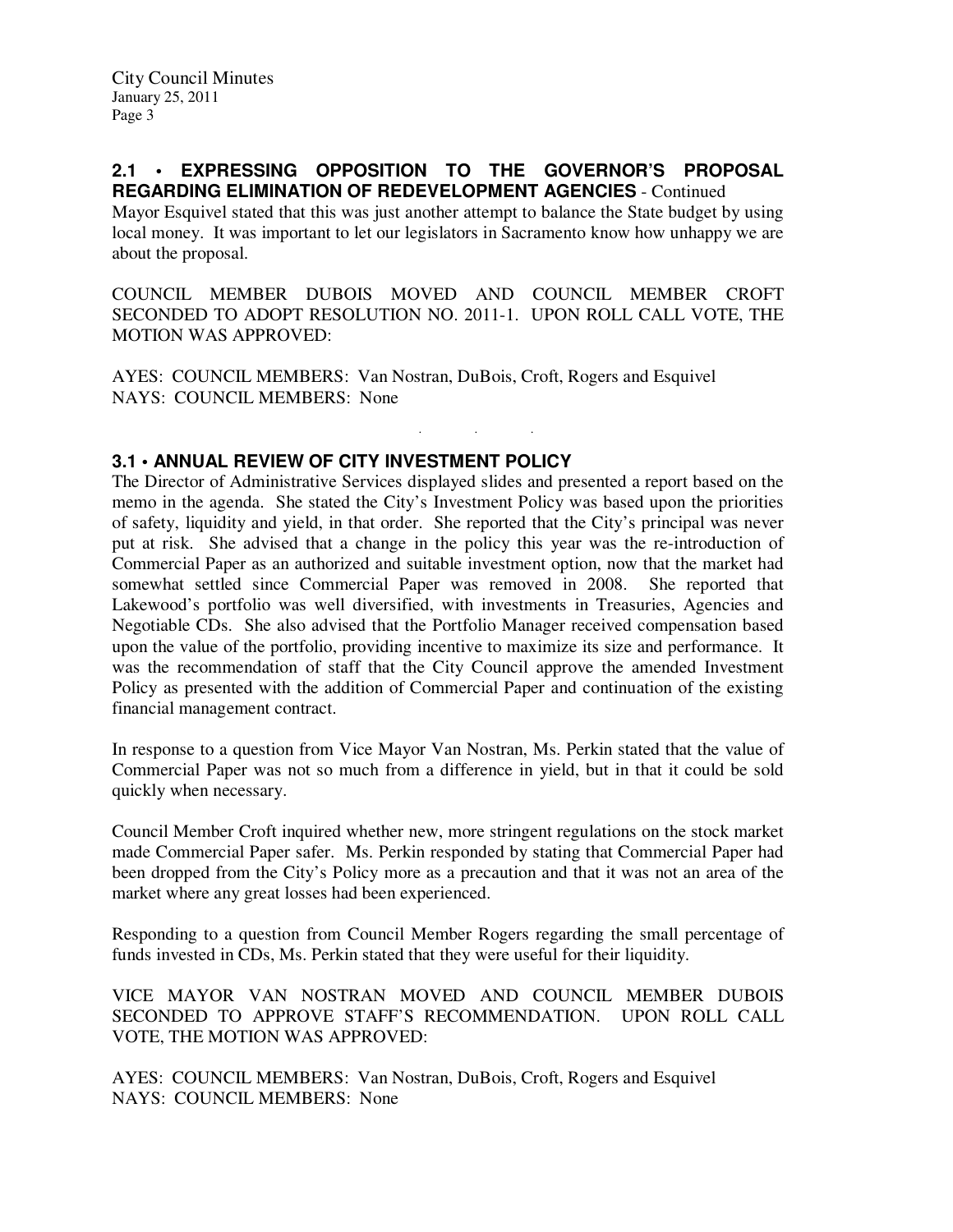## 2.1 • EXPRESSING OPPOSITION TO THE GOVERNOR'S PROPOSAL REGARDING ELIMINATION OF REDEVELOPMENT AGENCIES - Continued

Mayor Esquivel stated that this was just another attempt to balance the State budget by using local money. It was important to let our legislators in Sacramento know how unhappy we are about the proposal.

COUNCIL MEMBER DUBOIS MOVED AND COUNCIL MEMBER CROFT SECONDED TO ADOPT RESOLUTION NO. 2011-1. UPON ROLL CALL VOTE, THE MOTION WAS APPROVED:

AYES: COUNCIL MEMBERS: Van Nostran, DuBois, Croft, Rogers and Esquivel
NAYS: COUNCIL MEMBERS: None

. . .

## 3.1 • ANNUAL REVIEW OF CITY INVESTMENT POLICY

The Director of Administrative Services displayed slides and presented a report based on the memo in the agenda. She stated the City's Investment Policy was based upon the priorities of safety, liquidity and yield, in that order. She reported that the City's principal was never put at risk. She advised that a change in the policy this year was the re-introduction of Commercial Paper as an authorized and suitable investment option, now that the market had somewhat settled since Commercial Paper was removed in 2008. She reported that Lakewood's portfolio was well diversified, with investments in Treasuries, Agencies and Negotiable CDs. She also advised that the Portfolio Manager received compensation based upon the value of the portfolio, providing incentive to maximize its size and performance. It was the recommendation of staff that the City Council approve the amended Investment Policy as presented with the addition of Commercial Paper and continuation of the existing financial management contract.

In response to a question from Vice Mayor Van Nostran, Ms. Perkin stated that the value of Commercial Paper was not so much from a difference in yield, but in that it could be sold quickly when necessary.

Council Member Croft inquired whether new, more stringent regulations on the stock market made Commercial Paper safer. Ms. Perkin responded by stating that Commercial Paper had been dropped from the City's Policy more as a precaution and that it was not an area of the market where any great losses had been experienced.

Responding to a question from Council Member Rogers regarding the small percentage of funds invested in CDs, Ms. Perkin stated that they were useful for their liquidity.

VICE MAYOR VAN NOSTRAN MOVED AND COUNCIL MEMBER DUBOIS SECONDED TO APPROVE STAFF'S RECOMMENDATION. UPON ROLL CALL VOTE, THE MOTION WAS APPROVED:

AYES: COUNCIL MEMBERS: Van Nostran, DuBois, Croft, Rogers and Esquivel
NAYS: COUNCIL MEMBERS: None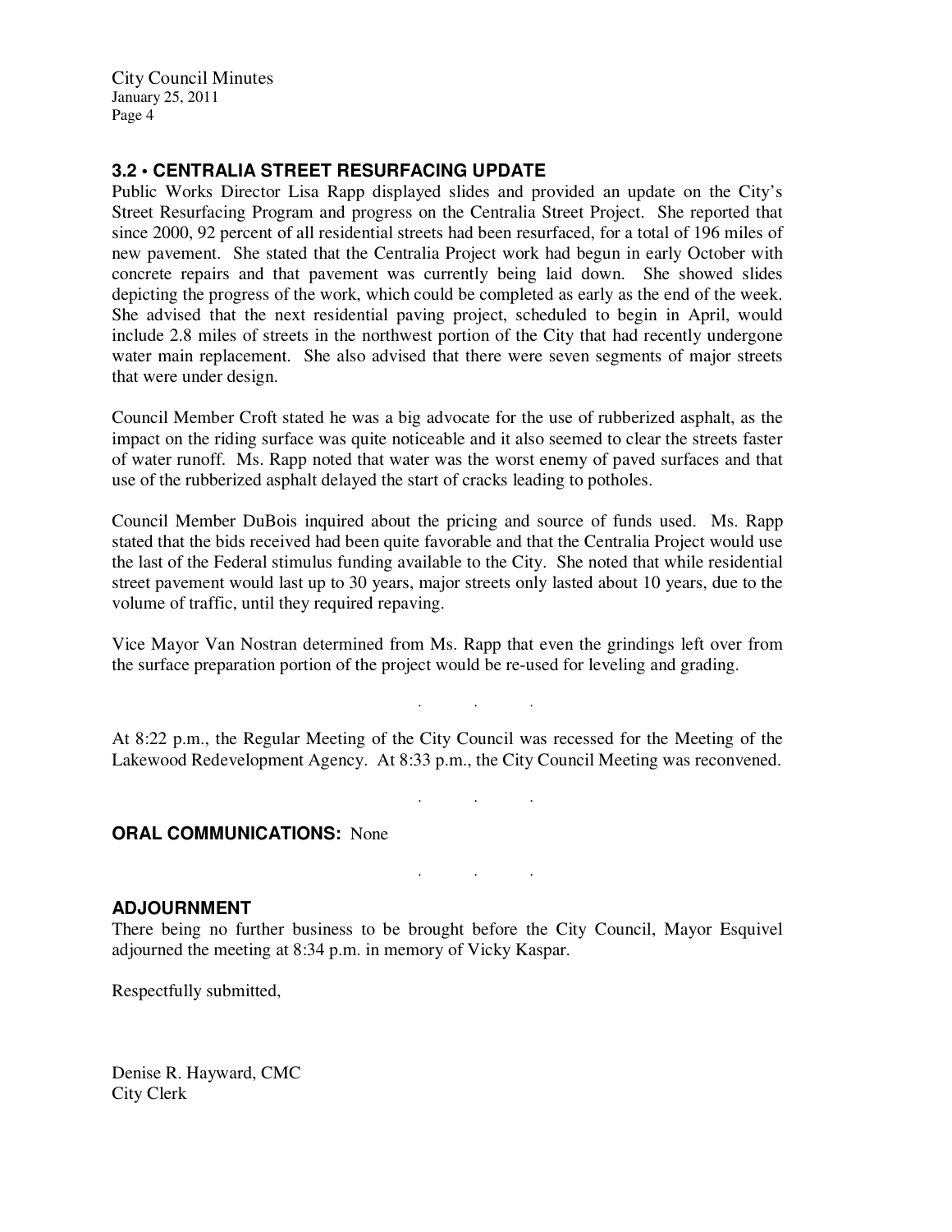### 3.2 • CENTRALIA STREET RESURFACING UPDATE

Public Works Director Lisa Rapp displayed slides and provided an update on the City's Street Resurfacing Program and progress on the Centralia Street Project. She reported that since 2000, 92 percent of all residential streets had been resurfaced, for a total of 196 miles of new pavement. She stated that the Centralia Project work had begun in early October with concrete repairs and that pavement was currently being laid down. She showed slides depicting the progress of the work, which could be completed as early as the end of the week. She advised that the next residential paving project, scheduled to begin in April, would include 2.8 miles of streets in the northwest portion of the City that had recently undergone water main replacement. She also advised that there were seven segments of major streets that were under design.

Council Member Croft stated he was a big advocate for the use of rubberized asphalt, as the impact on the riding surface was quite noticeable and it also seemed to clear the streets faster of water runoff. Ms. Rapp noted that water was the worst enemy of paved surfaces and that use of the rubberized asphalt delayed the start of cracks leading to potholes.

Council Member DuBois inquired about the pricing and source of funds used. Ms. Rapp stated that the bids received had been quite favorable and that the Centralia Project would use the last of the Federal stimulus funding available to the City. She noted that while residential street pavement would last up to 30 years, major streets only lasted about 10 years, due to the volume of traffic, until they required repaving.

Vice Mayor Van Nostran determined from Ms. Rapp that even the grindings left over from the surface preparation portion of the project would be re-used for leveling and grading.

. . .

At 8:22 p.m., the Regular Meeting of the City Council was recessed for the Meeting of the Lakewood Redevelopment Agency. At 8:33 p.m., the City Council Meeting was reconvened.

. . .

### ORAL COMMUNICATIONS: None

. . .

### ADJOURNMENT

There being no further business to be brought before the City Council, Mayor Esquivel adjourned the meeting at 8:34 p.m. in memory of Vicky Kaspar.

Respectfully submitted,

Denise R. Hayward, CMC
City Clerk